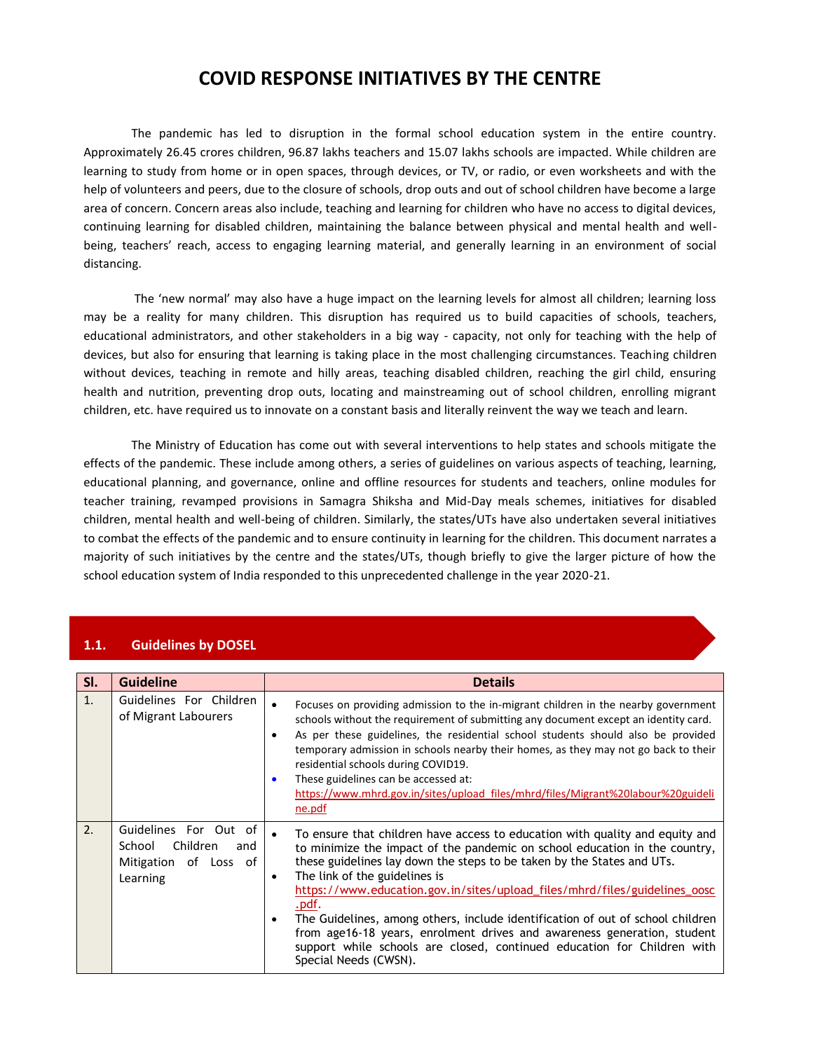# COVID RESPONSE INITIATIVES BY THE CENTRE

The pandemic has led to disruption in the formal school education system in the entire country. Approximately 26.45 crores children, 96.87 lakhs teachers and 15.07 lakhs schools are impacted. While children are learning to study from home or in open spaces, through devices, or TV, or radio, or even worksheets and with the help of volunteers and peers, due to the closure of schools, drop outs and out of school children have become a large area of concern. Concern areas also include, teaching and learning for children who have no access to digital devices, continuing learning for disabled children, maintaining the balance between physical and mental health and well-being, teachers' reach, access to engaging learning material, and generally learning in an environment of social distancing.

The 'new normal' may also have a huge impact on the learning levels for almost all children; learning loss may be a reality for many children. This disruption has required us to build capacities of schools, teachers, educational administrators, and other stakeholders in a big way - capacity, not only for teaching with the help of devices, but also for ensuring that learning is taking place in the most challenging circumstances. Teaching children without devices, teaching in remote and hilly areas, teaching disabled children, reaching the girl child, ensuring health and nutrition, preventing drop outs, locating and mainstreaming out of school children, enrolling migrant children, etc. have required us to innovate on a constant basis and literally reinvent the way we teach and learn.

The Ministry of Education has come out with several interventions to help states and schools mitigate the effects of the pandemic. These include among others, a series of guidelines on various aspects of teaching, learning, educational planning, and governance, online and offline resources for students and teachers, online modules for teacher training, revamped provisions in Samagra Shiksha and Mid-Day meals schemes, initiatives for disabled children, mental health and well-being of children. Similarly, the states/UTs have also undertaken several initiatives to combat the effects of the pandemic and to ensure continuity in learning for the children. This document narrates a majority of such initiatives by the centre and the states/UTs, though briefly to give the larger picture of how the school education system of India responded to this unprecedented challenge in the year 2020-21.

## 1.1. Guidelines by DOSEL

| Sl. | Guideline | Details |
|---|---|---|
| 1. | Guidelines For Children of Migrant Labourers | • Focuses on providing admission to the in-migrant children in the nearby government schools without the requirement of submitting any document except an identity card.<br>• As per these guidelines, the residential school students should also be provided temporary admission in schools nearby their homes, as they may not go back to their residential schools during COVID19.<br>• These guidelines can be accessed at: https://www.mhrd.gov.in/sites/upload_files/mhrd/files/Migrant%20labour%20guideline.pdf |
| 2. | Guidelines For Out of School Children and Mitigation of Loss of Learning | • To ensure that children have access to education with quality and equity and to minimize the impact of the pandemic on school education in the country, these guidelines lay down the steps to be taken by the States and UTs.<br>• The link of the guidelines is https://www.education.gov.in/sites/upload_files/mhrd/files/guidelines_oosc.pdf.<br>• The Guidelines, among others, include identification of out of school children from age16-18 years, enrolment drives and awareness generation, student support while schools are closed, continued education for Children with Special Needs (CWSN). |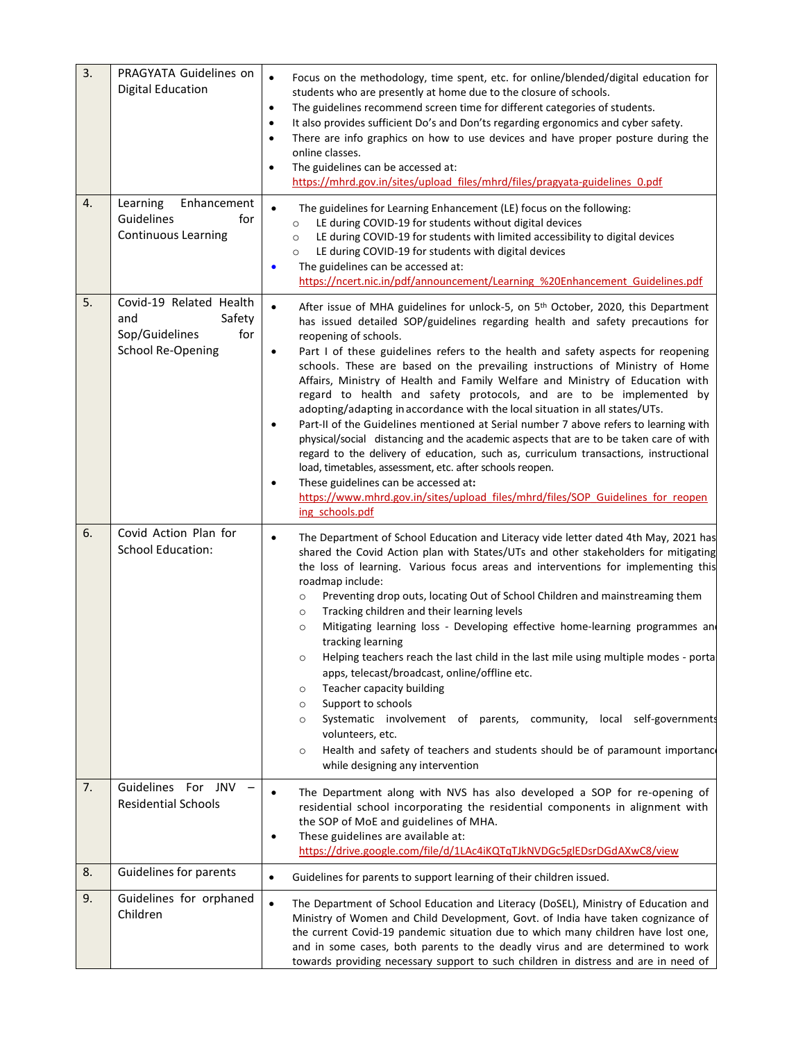| 3. | PRAGYATA Guidelines on Digital Education | • Focus on the methodology, time spent, etc. for online/blended/digital education for students who are presently at home due to the closure of schools.<br>• The guidelines recommend screen time for different categories of students.<br>• It also provides sufficient Do's and Don'ts regarding ergonomics and cyber safety.<br>• There are info graphics on how to use devices and have proper posture during the online classes.<br>• The guidelines can be accessed at: https://mhrd.gov.in/sites/upload_files/mhrd/files/pragyata-guidelines_0.pdf |
|---|---|---|
| 4. | Learning Enhancement Guidelines for Continuous Learning | • The guidelines for Learning Enhancement (LE) focus on the following:<br>○ LE during COVID-19 for students without digital devices<br>○ LE during COVID-19 for students with limited accessibility to digital devices<br>○ LE during COVID-19 for students with digital devices<br>• The guidelines can be accessed at: https://ncert.nic.in/pdf/announcement/Learning_%20Enhancement_Guidelines.pdf |
| 5. | Covid-19 Related Health and Safety Sop/Guidelines for School Re-Opening | • After issue of MHA guidelines for unlock-5, on 5th October, 2020, this Department has issued detailed SOP/guidelines regarding health and safety precautions for reopening of schools.<br>• Part I of these guidelines refers to the health and safety aspects for reopening schools. These are based on the prevailing instructions of Ministry of Home Affairs, Ministry of Health and Family Welfare and Ministry of Education with regard to health and safety protocols, and are to be implemented by adopting/adapting in accordance with the local situation in all states/UTs.<br>• Part-II of the Guidelines mentioned at Serial number 7 above refers to learning with physical/social distancing and the academic aspects that are to be taken care of with regard to the delivery of education, such as, curriculum transactions, instructional load, timetables, assessment, etc. after schools reopen.<br>• These guidelines can be accessed at: https://www.mhrd.gov.in/sites/upload_files/mhrd/files/SOP_Guidelines_for_reopening_schools.pdf |
| 6. | Covid Action Plan for School Education: | • The Department of School Education and Literacy vide letter dated 4th May, 2021 has shared the Covid Action plan with States/UTs and other stakeholders for mitigating the loss of learning. Various focus areas and interventions for implementing this roadmap include:<br>○ Preventing drop outs, locating Out of School Children and mainstreaming them<br>○ Tracking children and their learning levels<br>○ Mitigating learning loss - Developing effective home-learning programmes and tracking learning<br>○ Helping teachers reach the last child in the last mile using multiple modes - portal apps, telecast/broadcast, online/offline etc.<br>○ Teacher capacity building<br>○ Support to schools<br>○ Systematic involvement of parents, community, local self-governments volunteers, etc.<br>○ Health and safety of teachers and students should be of paramount importance while designing any intervention |
| 7. | Guidelines For JNV – Residential Schools | • The Department along with NVS has also developed a SOP for re-opening of residential school incorporating the residential components in alignment with the SOP of MoE and guidelines of MHA.<br>• These guidelines are available at: https://drive.google.com/file/d/1LAc4iKQTqTJkNVDGc5glEDsrDGdAXwC8/view |
| 8. | Guidelines for parents | • Guidelines for parents to support learning of their children issued. |
| 9. | Guidelines for orphaned Children | • The Department of School Education and Literacy (DoSEL), Ministry of Education and Ministry of Women and Child Development, Govt. of India have taken cognizance of the current Covid-19 pandemic situation due to which many children have lost one, and in some cases, both parents to the deadly virus and are determined to work towards providing necessary support to such children in distress and are in need of |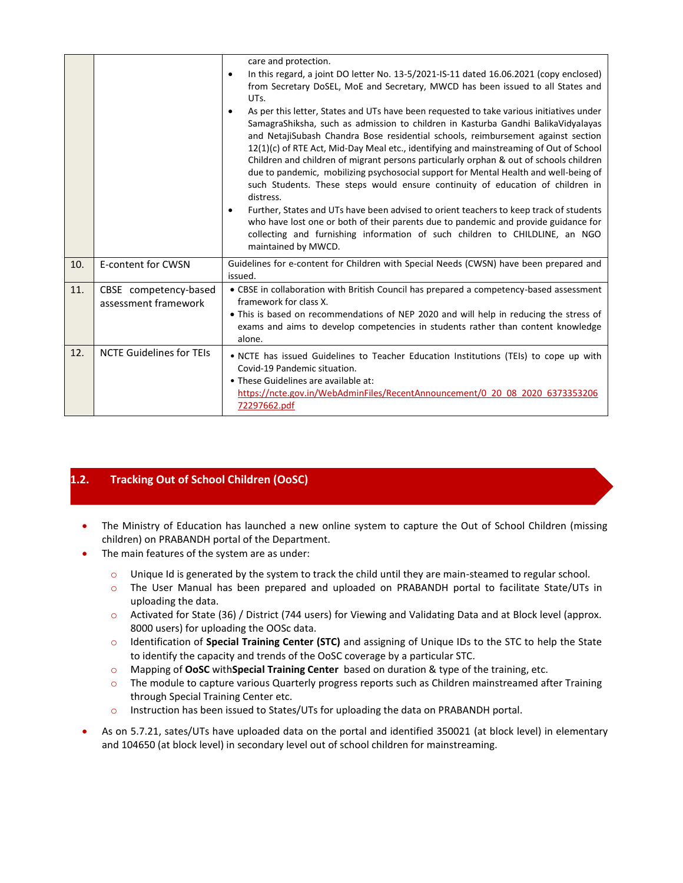| | | |
|---|---|---|
| | | care and protection.<br>• In this regard, a joint DO letter No. 13-5/2021-IS-11 dated 16.06.2021 (copy enclosed) from Secretary DoSEL, MoE and Secretary, MWCD has been issued to all States and UTs.<br>• As per this letter, States and UTs have been requested to take various initiatives under SamagraShiksha, such as admission to children in Kasturba Gandhi BalikaVidyalayas and NetajiSubash Chandra Bose residential schools, reimbursement against section 12(1)(c) of RTE Act, Mid-Day Meal etc., identifying and mainstreaming of Out of School Children and children of migrant persons particularly orphan & out of schools children due to pandemic, mobilizing psychosocial support for Mental Health and well-being of such Students. These steps would ensure continuity of education of children in distress.<br>• Further, States and UTs have been advised to orient teachers to keep track of students who have lost one or both of their parents due to pandemic and provide guidance for collecting and furnishing information of such children to CHILDLINE, an NGO maintained by MWCD. |
| 10. | E-content for CWSN | Guidelines for e-content for Children with Special Needs (CWSN) have been prepared and issued. |
| 11. | CBSE competency-based assessment framework | • CBSE in collaboration with British Council has prepared a competency-based assessment framework for class X.<br>• This is based on recommendations of NEP 2020 and will help in reducing the stress of exams and aims to develop competencies in students rather than content knowledge alone. |
| 12. | NCTE Guidelines for TEIs | • NCTE has issued Guidelines to Teacher Education Institutions (TEIs) to cope up with Covid-19 Pandemic situation.<br>• These Guidelines are available at: https://ncte.gov.in/WebAdminFiles/RecentAnnouncement/0_20_08_2020_637335320672297662.pdf |

## 1.2. Tracking Out of School Children (OoSC)

- The Ministry of Education has launched a new online system to capture the Out of School Children (missing children) on PRABANDH portal of the Department.
- The main features of the system are as under:
  - Unique Id is generated by the system to track the child until they are main-steamed to regular school.
  - The User Manual has been prepared and uploaded on PRABANDH portal to facilitate State/UTs in uploading the data.
  - Activated for State (36) / District (744 users) for Viewing and Validating Data and at Block level (approx. 8000 users) for uploading the OOSc data.
  - Identification of **Special Training Center (STC)** and assigning of Unique IDs to the STC to help the State to identify the capacity and trends of the OoSC coverage by a particular STC.
  - Mapping of **OoSC** with**Special Training Center** based on duration & type of the training, etc.
  - The module to capture various Quarterly progress reports such as Children mainstreamed after Training through Special Training Center etc.
  - Instruction has been issued to States/UTs for uploading the data on PRABANDH portal.
- As on 5.7.21, sates/UTs have uploaded data on the portal and identified 350021 (at block level) in elementary and 104650 (at block level) in secondary level out of school children for mainstreaming.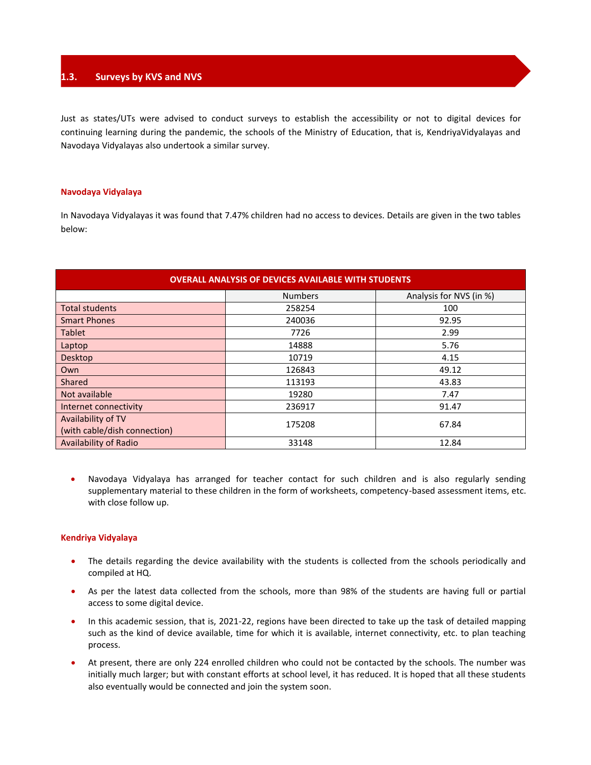## 1.3. Surveys by KVS and NVS

Just as states/UTs were advised to conduct surveys to establish the accessibility or not to digital devices for continuing learning during the pandemic, the schools of the Ministry of Education, that is, KendriyaVidyalayas and Navodaya Vidyalayas also undertook a similar survey.

### Navodaya Vidyalaya

In Navodaya Vidyalayas it was found that 7.47% children had no access to devices. Details are given in the two tables below:

| OVERALL ANALYSIS OF DEVICES AVAILABLE WITH STUDENTS | | |
|---|---|---|
| | Numbers | Analysis for NVS (in %) |
| Total students | 258254 | 100 |
| Smart Phones | 240036 | 92.95 |
| Tablet | 7726 | 2.99 |
| Laptop | 14888 | 5.76 |
| Desktop | 10719 | 4.15 |
| Own | 126843 | 49.12 |
| Shared | 113193 | 43.83 |
| Not available | 19280 | 7.47 |
| Internet connectivity | 236917 | 91.47 |
| Availability of TV (with cable/dish connection) | 175208 | 67.84 |
| Availability of Radio | 33148 | 12.84 |

- Navodaya Vidyalaya has arranged for teacher contact for such children and is also regularly sending supplementary material to these children in the form of worksheets, competency-based assessment items, etc. with close follow up.

### Kendriya Vidyalaya

- The details regarding the device availability with the students is collected from the schools periodically and compiled at HQ.
- As per the latest data collected from the schools, more than 98% of the students are having full or partial access to some digital device.
- In this academic session, that is, 2021-22, regions have been directed to take up the task of detailed mapping such as the kind of device available, time for which it is available, internet connectivity, etc. to plan teaching process.
- At present, there are only 224 enrolled children who could not be contacted by the schools. The number was initially much larger; but with constant efforts at school level, it has reduced. It is hoped that all these students also eventually would be connected and join the system soon.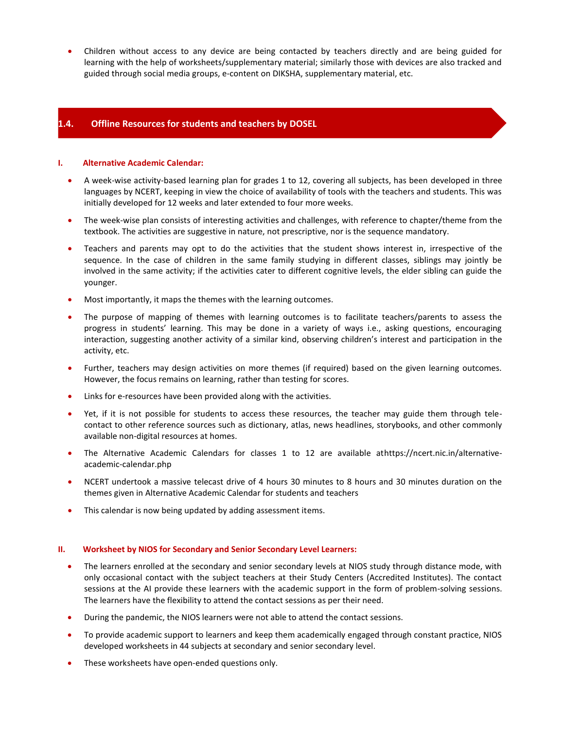- Children without access to any device are being contacted by teachers directly and are being guided for learning with the help of worksheets/supplementary material; similarly those with devices are also tracked and guided through social media groups, e-content on DIKSHA, supplementary material, etc.

## 1.4. Offline Resources for students and teachers by DOSEL

### I. Alternative Academic Calendar:

- A week-wise activity-based learning plan for grades 1 to 12, covering all subjects, has been developed in three languages by NCERT, keeping in view the choice of availability of tools with the teachers and students. This was initially developed for 12 weeks and later extended to four more weeks.
- The week-wise plan consists of interesting activities and challenges, with reference to chapter/theme from the textbook. The activities are suggestive in nature, not prescriptive, nor is the sequence mandatory.
- Teachers and parents may opt to do the activities that the student shows interest in, irrespective of the sequence. In the case of children in the same family studying in different classes, siblings may jointly be involved in the same activity; if the activities cater to different cognitive levels, the elder sibling can guide the younger.
- Most importantly, it maps the themes with the learning outcomes.
- The purpose of mapping of themes with learning outcomes is to facilitate teachers/parents to assess the progress in students' learning. This may be done in a variety of ways i.e., asking questions, encouraging interaction, suggesting another activity of a similar kind, observing children's interest and participation in the activity, etc.
- Further, teachers may design activities on more themes (if required) based on the given learning outcomes. However, the focus remains on learning, rather than testing for scores.
- Links for e-resources have been provided along with the activities.
- Yet, if it is not possible for students to access these resources, the teacher may guide them through tele-contact to other reference sources such as dictionary, atlas, news headlines, storybooks, and other commonly available non-digital resources at homes.
- The Alternative Academic Calendars for classes 1 to 12 are available athttps://ncert.nic.in/alternative-academic-calendar.php
- NCERT undertook a massive telecast drive of 4 hours 30 minutes to 8 hours and 30 minutes duration on the themes given in Alternative Academic Calendar for students and teachers
- This calendar is now being updated by adding assessment items.

### II. Worksheet by NIOS for Secondary and Senior Secondary Level Learners:

- The learners enrolled at the secondary and senior secondary levels at NIOS study through distance mode, with only occasional contact with the subject teachers at their Study Centers (Accredited Institutes). The contact sessions at the AI provide these learners with the academic support in the form of problem-solving sessions. The learners have the flexibility to attend the contact sessions as per their need.
- During the pandemic, the NIOS learners were not able to attend the contact sessions.
- To provide academic support to learners and keep them academically engaged through constant practice, NIOS developed worksheets in 44 subjects at secondary and senior secondary level.
- These worksheets have open-ended questions only.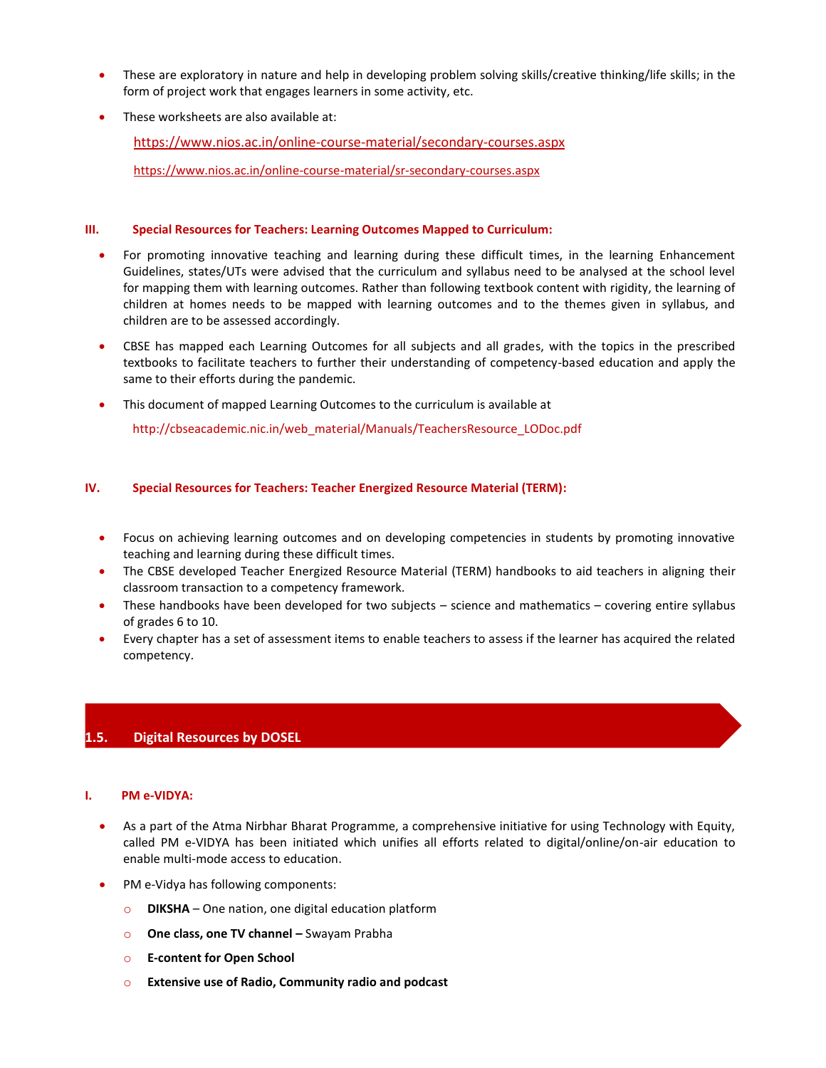- These are exploratory in nature and help in developing problem solving skills/creative thinking/life skills; in the form of project work that engages learners in some activity, etc.
- These worksheets are also available at:

  https://www.nios.ac.in/online-course-material/secondary-courses.aspx

  https://www.nios.ac.in/online-course-material/sr-secondary-courses.aspx

#### III. Special Resources for Teachers: Learning Outcomes Mapped to Curriculum:

- For promoting innovative teaching and learning during these difficult times, in the learning Enhancement Guidelines, states/UTs were advised that the curriculum and syllabus need to be analysed at the school level for mapping them with learning outcomes. Rather than following textbook content with rigidity, the learning of children at homes needs to be mapped with learning outcomes and to the themes given in syllabus, and children are to be assessed accordingly.
- CBSE has mapped each Learning Outcomes for all subjects and all grades, with the topics in the prescribed textbooks to facilitate teachers to further their understanding of competency-based education and apply the same to their efforts during the pandemic.
- This document of mapped Learning Outcomes to the curriculum is available at

  http://cbseacademic.nic.in/web_material/Manuals/TeachersResource_LODoc.pdf

#### IV. Special Resources for Teachers: Teacher Energized Resource Material (TERM):

- Focus on achieving learning outcomes and on developing competencies in students by promoting innovative teaching and learning during these difficult times.
- The CBSE developed Teacher Energized Resource Material (TERM) handbooks to aid teachers in aligning their classroom transaction to a competency framework.
- These handbooks have been developed for two subjects – science and mathematics – covering entire syllabus of grades 6 to 10.
- Every chapter has a set of assessment items to enable teachers to assess if the learner has acquired the related competency.

## 1.5. Digital Resources by DOSEL

#### I. PM e-VIDYA:

- As a part of the Atma Nirbhar Bharat Programme, a comprehensive initiative for using Technology with Equity, called PM e-VIDYA has been initiated which unifies all efforts related to digital/online/on-air education to enable multi-mode access to education.
- PM e-Vidya has following components:
  - **DIKSHA** – One nation, one digital education platform
  - **One class, one TV channel –** Swayam Prabha
  - **E-content for Open School**
  - **Extensive use of Radio, Community radio and podcast**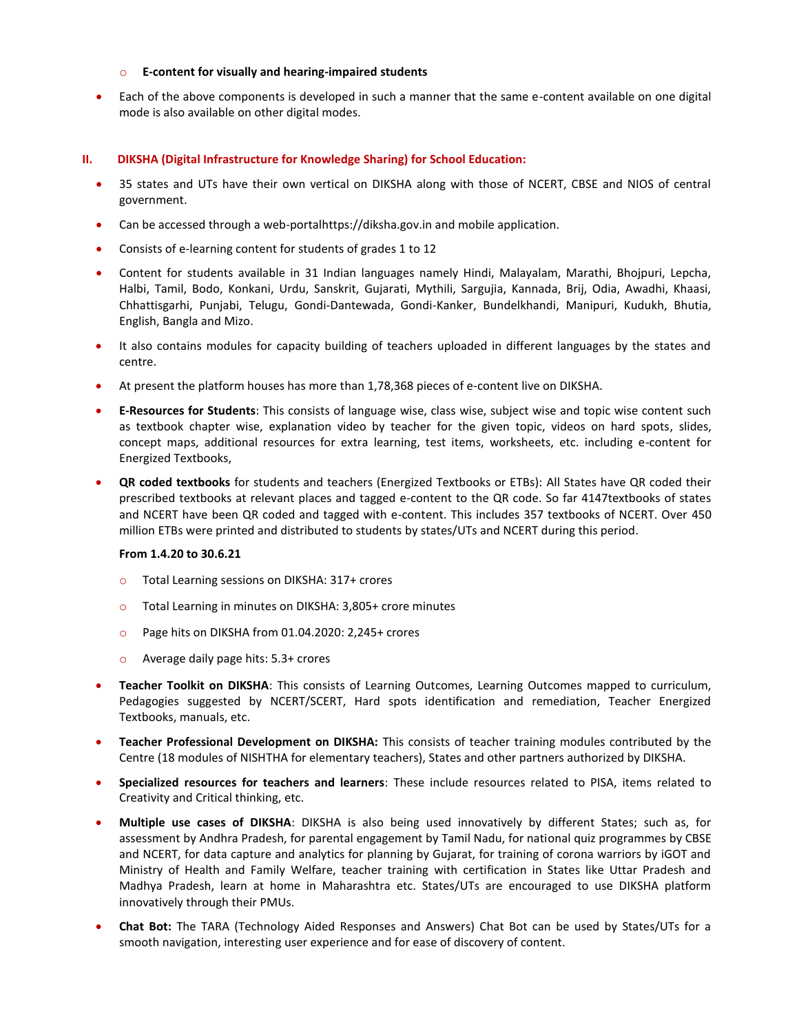- **E-content for visually and hearing-impaired students**

- Each of the above components is developed in such a manner that the same e-content available on one digital mode is also available on other digital modes.

## II. DIKSHA (Digital Infrastructure for Knowledge Sharing) for School Education:

- 35 states and UTs have their own vertical on DIKSHA along with those of NCERT, CBSE and NIOS of central government.
- Can be accessed through a web-portalhttps://diksha.gov.in and mobile application.
- Consists of e-learning content for students of grades 1 to 12
- Content for students available in 31 Indian languages namely Hindi, Malayalam, Marathi, Bhojpuri, Lepcha, Halbi, Tamil, Bodo, Konkani, Urdu, Sanskrit, Gujarati, Mythili, Sargujia, Kannada, Brij, Odia, Awadhi, Khaasi, Chhattisgarhi, Punjabi, Telugu, Gondi-Dantewada, Gondi-Kanker, Bundelkhandi, Manipuri, Kudukh, Bhutia, English, Bangla and Mizo.
- It also contains modules for capacity building of teachers uploaded in different languages by the states and centre.
- At present the platform houses has more than 1,78,368 pieces of e-content live on DIKSHA.
- **E-Resources for Students**: This consists of language wise, class wise, subject wise and topic wise content such as textbook chapter wise, explanation video by teacher for the given topic, videos on hard spots, slides, concept maps, additional resources for extra learning, test items, worksheets, etc. including e-content for Energized Textbooks,
- **QR coded textbooks** for students and teachers (Energized Textbooks or ETBs): All States have QR coded their prescribed textbooks at relevant places and tagged e-content to the QR code. So far 4147textbooks of states and NCERT have been QR coded and tagged with e-content. This includes 357 textbooks of NCERT. Over 450 million ETBs were printed and distributed to students by states/UTs and NCERT during this period.

  **From 1.4.20 to 30.6.21**

  - Total Learning sessions on DIKSHA: 317+ crores
  - Total Learning in minutes on DIKSHA: 3,805+ crore minutes
  - Page hits on DIKSHA from 01.04.2020: 2,245+ crores
  - Average daily page hits: 5.3+ crores

- **Teacher Toolkit on DIKSHA**: This consists of Learning Outcomes, Learning Outcomes mapped to curriculum, Pedagogies suggested by NCERT/SCERT, Hard spots identification and remediation, Teacher Energized Textbooks, manuals, etc.
- **Teacher Professional Development on DIKSHA:** This consists of teacher training modules contributed by the Centre (18 modules of NISHTHA for elementary teachers), States and other partners authorized by DIKSHA.
- **Specialized resources for teachers and learners**: These include resources related to PISA, items related to Creativity and Critical thinking, etc.
- **Multiple use cases of DIKSHA**: DIKSHA is also being used innovatively by different States; such as, for assessment by Andhra Pradesh, for parental engagement by Tamil Nadu, for national quiz programmes by CBSE and NCERT, for data capture and analytics for planning by Gujarat, for training of corona warriors by iGOT and Ministry of Health and Family Welfare, teacher training with certification in States like Uttar Pradesh and Madhya Pradesh, learn at home in Maharashtra etc. States/UTs are encouraged to use DIKSHA platform innovatively through their PMUs.
- **Chat Bot:** The TARA (Technology Aided Responses and Answers) Chat Bot can be used by States/UTs for a smooth navigation, interesting user experience and for ease of discovery of content.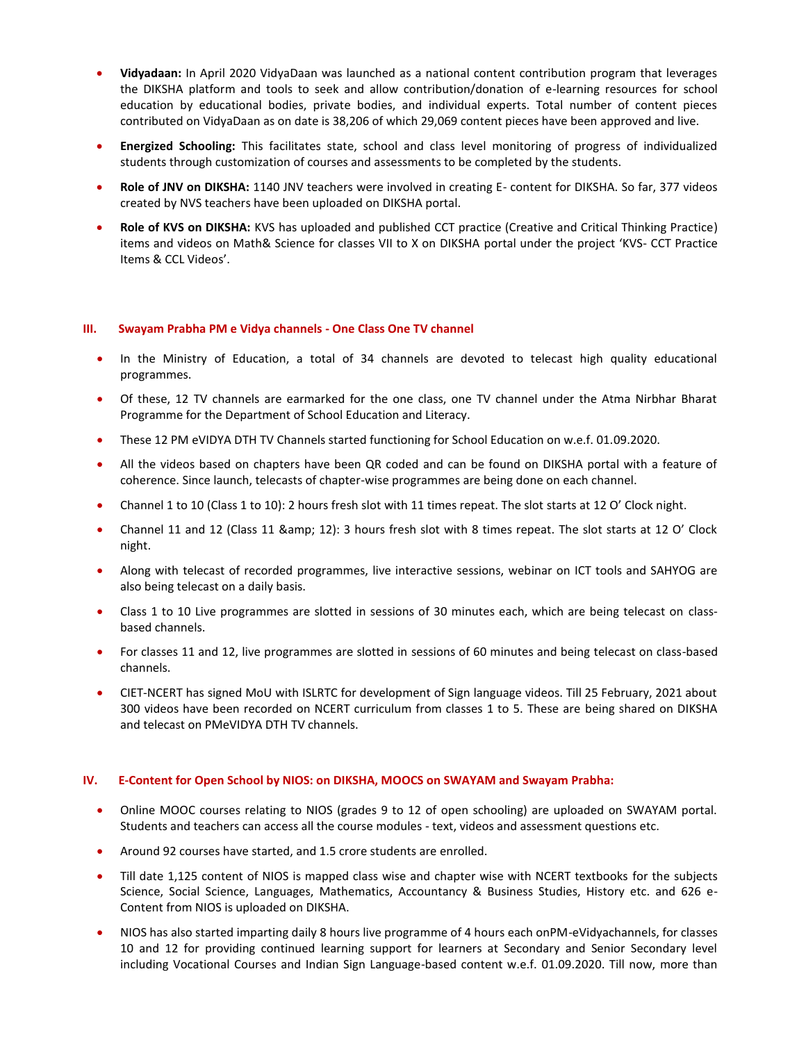- **Vidyadaan:** In April 2020 VidyaDaan was launched as a national content contribution program that leverages the DIKSHA platform and tools to seek and allow contribution/donation of e-learning resources for school education by educational bodies, private bodies, and individual experts. Total number of content pieces contributed on VidyaDaan as on date is 38,206 of which 29,069 content pieces have been approved and live.
- **Energized Schooling:** This facilitates state, school and class level monitoring of progress of individualized students through customization of courses and assessments to be completed by the students.
- **Role of JNV on DIKSHA:** 1140 JNV teachers were involved in creating E- content for DIKSHA. So far, 377 videos created by NVS teachers have been uploaded on DIKSHA portal.
- **Role of KVS on DIKSHA:** KVS has uploaded and published CCT practice (Creative and Critical Thinking Practice) items and videos on Math& Science for classes VII to X on DIKSHA portal under the project 'KVS- CCT Practice Items & CCL Videos'.

### III. Swayam Prabha PM e Vidya channels - One Class One TV channel

- In the Ministry of Education, a total of 34 channels are devoted to telecast high quality educational programmes.
- Of these, 12 TV channels are earmarked for the one class, one TV channel under the Atma Nirbhar Bharat Programme for the Department of School Education and Literacy.
- These 12 PM eVIDYA DTH TV Channels started functioning for School Education on w.e.f. 01.09.2020.
- All the videos based on chapters have been QR coded and can be found on DIKSHA portal with a feature of coherence. Since launch, telecasts of chapter-wise programmes are being done on each channel.
- Channel 1 to 10 (Class 1 to 10): 2 hours fresh slot with 11 times repeat. The slot starts at 12 O' Clock night.
- Channel 11 and 12 (Class 11 &amp; 12): 3 hours fresh slot with 8 times repeat. The slot starts at 12 O' Clock night.
- Along with telecast of recorded programmes, live interactive sessions, webinar on ICT tools and SAHYOG are also being telecast on a daily basis.
- Class 1 to 10 Live programmes are slotted in sessions of 30 minutes each, which are being telecast on class-based channels.
- For classes 11 and 12, live programmes are slotted in sessions of 60 minutes and being telecast on class-based channels.
- CIET-NCERT has signed MoU with ISLRTC for development of Sign language videos. Till 25 February, 2021 about 300 videos have been recorded on NCERT curriculum from classes 1 to 5. These are being shared on DIKSHA and telecast on PMeVIDYA DTH TV channels.

### IV. E-Content for Open School by NIOS: on DIKSHA, MOOCS on SWAYAM and Swayam Prabha:

- Online MOOC courses relating to NIOS (grades 9 to 12 of open schooling) are uploaded on SWAYAM portal. Students and teachers can access all the course modules - text, videos and assessment questions etc.
- Around 92 courses have started, and 1.5 crore students are enrolled.
- Till date 1,125 content of NIOS is mapped class wise and chapter wise with NCERT textbooks for the subjects Science, Social Science, Languages, Mathematics, Accountancy & Business Studies, History etc. and 626 e-Content from NIOS is uploaded on DIKSHA.
- NIOS has also started imparting daily 8 hours live programme of 4 hours each onPM-eVidyachannels, for classes 10 and 12 for providing continued learning support for learners at Secondary and Senior Secondary level including Vocational Courses and Indian Sign Language-based content w.e.f. 01.09.2020. Till now, more than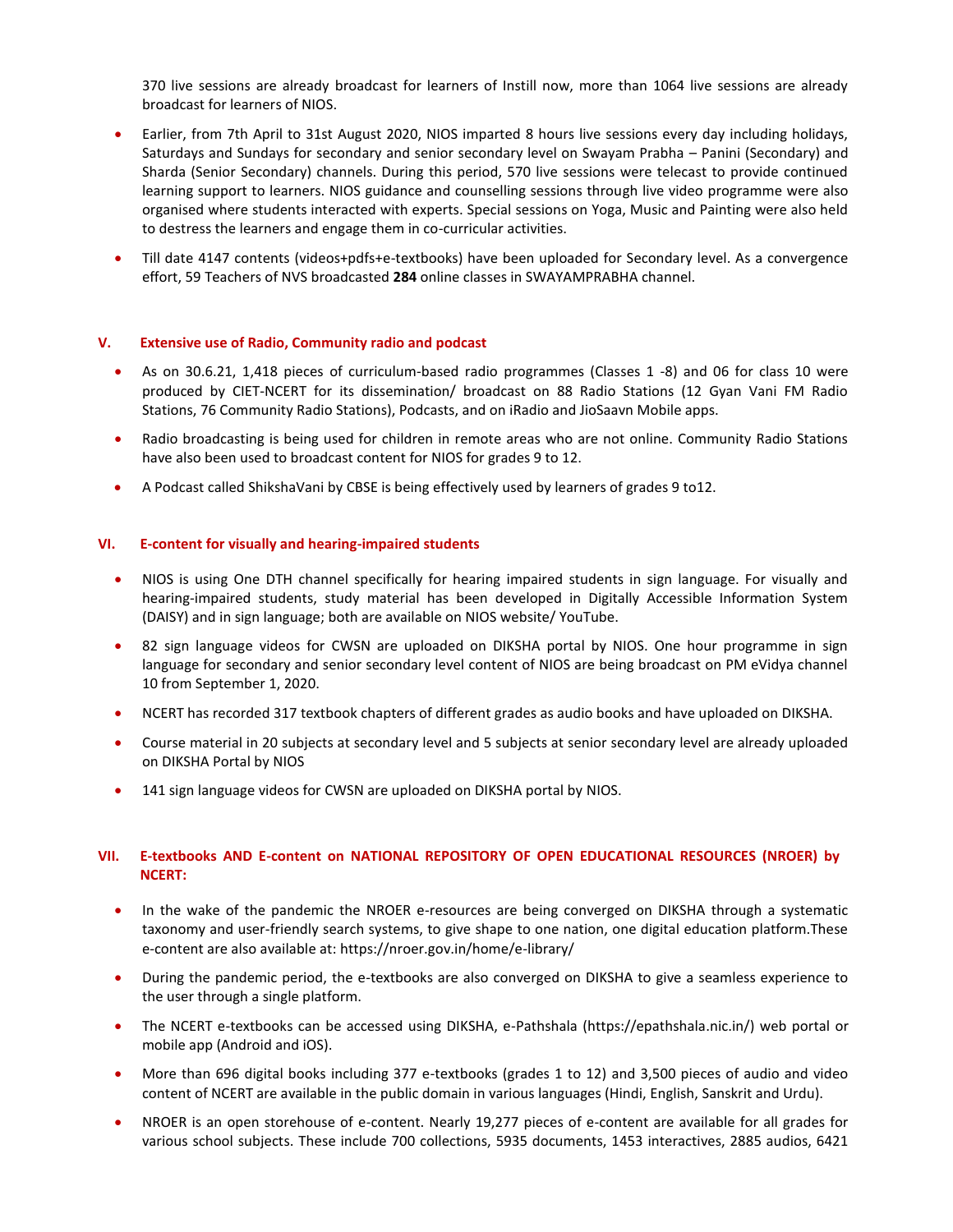370 live sessions are already broadcast for learners of Instill now, more than 1064 live sessions are already broadcast for learners of NIOS.

- Earlier, from 7th April to 31st August 2020, NIOS imparted 8 hours live sessions every day including holidays, Saturdays and Sundays for secondary and senior secondary level on Swayam Prabha – Panini (Secondary) and Sharda (Senior Secondary) channels. During this period, 570 live sessions were telecast to provide continued learning support to learners. NIOS guidance and counselling sessions through live video programme were also organised where students interacted with experts. Special sessions on Yoga, Music and Painting were also held to destress the learners and engage them in co-curricular activities.
- Till date 4147 contents (videos+pdfs+e-textbooks) have been uploaded for Secondary level. As a convergence effort, 59 Teachers of NVS broadcasted **284** online classes in SWAYAMPRABHA channel.

## V. Extensive use of Radio, Community radio and podcast

- As on 30.6.21, 1,418 pieces of curriculum-based radio programmes (Classes 1 -8) and 06 for class 10 were produced by CIET-NCERT for its dissemination/ broadcast on 88 Radio Stations (12 Gyan Vani FM Radio Stations, 76 Community Radio Stations), Podcasts, and on iRadio and JioSaavn Mobile apps.
- Radio broadcasting is being used for children in remote areas who are not online. Community Radio Stations have also been used to broadcast content for NIOS for grades 9 to 12.
- A Podcast called ShikshaVani by CBSE is being effectively used by learners of grades 9 to12.

## VI. E-content for visually and hearing-impaired students

- NIOS is using One DTH channel specifically for hearing impaired students in sign language. For visually and hearing-impaired students, study material has been developed in Digitally Accessible Information System (DAISY) and in sign language; both are available on NIOS website/ YouTube.
- 82 sign language videos for CWSN are uploaded on DIKSHA portal by NIOS. One hour programme in sign language for secondary and senior secondary level content of NIOS are being broadcast on PM eVidya channel 10 from September 1, 2020.
- NCERT has recorded 317 textbook chapters of different grades as audio books and have uploaded on DIKSHA.
- Course material in 20 subjects at secondary level and 5 subjects at senior secondary level are already uploaded on DIKSHA Portal by NIOS
- 141 sign language videos for CWSN are uploaded on DIKSHA portal by NIOS.

## VII. E-textbooks AND E-content on NATIONAL REPOSITORY OF OPEN EDUCATIONAL RESOURCES (NROER) by NCERT:

- In the wake of the pandemic the NROER e-resources are being converged on DIKSHA through a systematic taxonomy and user-friendly search systems, to give shape to one nation, one digital education platform.These e-content are also available at: https://nroer.gov.in/home/e-library/
- During the pandemic period, the e-textbooks are also converged on DIKSHA to give a seamless experience to the user through a single platform.
- The NCERT e-textbooks can be accessed using DIKSHA, e-Pathshala (https://epathshala.nic.in/) web portal or mobile app (Android and iOS).
- More than 696 digital books including 377 e-textbooks (grades 1 to 12) and 3,500 pieces of audio and video content of NCERT are available in the public domain in various languages (Hindi, English, Sanskrit and Urdu).
- NROER is an open storehouse of e-content. Nearly 19,277 pieces of e-content are available for all grades for various school subjects. These include 700 collections, 5935 documents, 1453 interactives, 2885 audios, 6421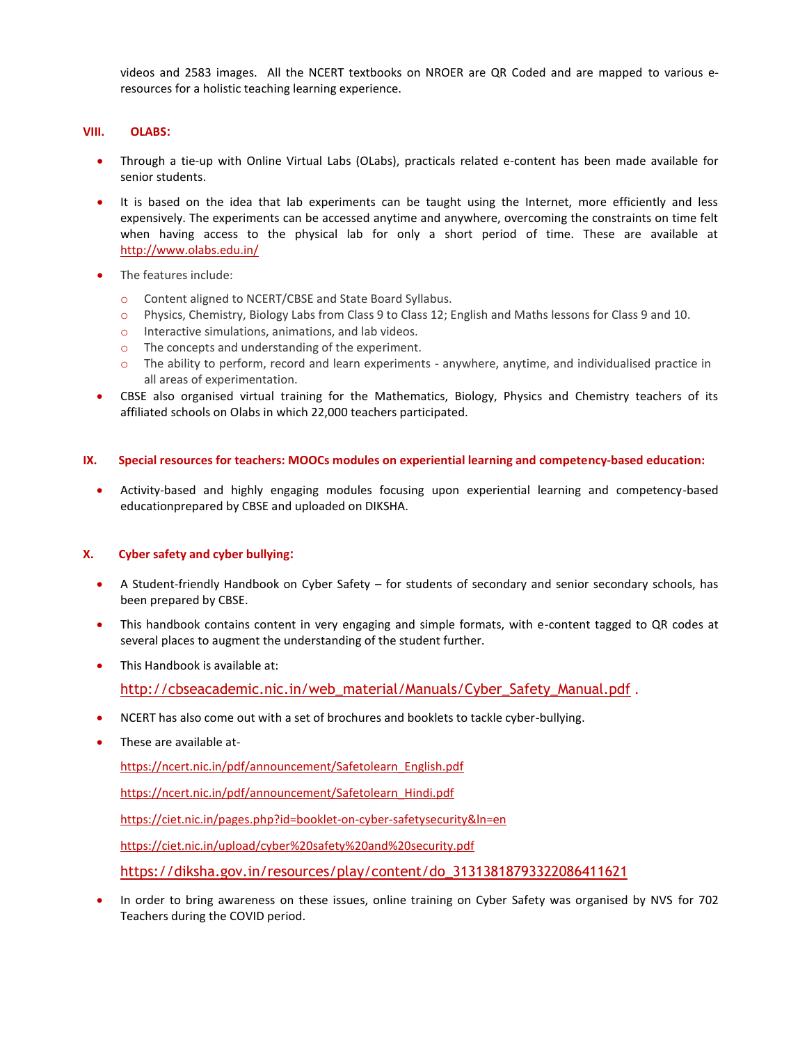videos and 2583 images. All the NCERT textbooks on NROER are QR Coded and are mapped to various e-resources for a holistic teaching learning experience.

## VIII. OLABS:

- Through a tie-up with Online Virtual Labs (OLabs), practicals related e-content has been made available for senior students.
- It is based on the idea that lab experiments can be taught using the Internet, more efficiently and less expensively. The experiments can be accessed anytime and anywhere, overcoming the constraints on time felt when having access to the physical lab for only a short period of time. These are available at http://www.olabs.edu.in/
- The features include:
    - Content aligned to NCERT/CBSE and State Board Syllabus.
    - Physics, Chemistry, Biology Labs from Class 9 to Class 12; English and Maths lessons for Class 9 and 10.
    - Interactive simulations, animations, and lab videos.
    - The concepts and understanding of the experiment.
    - The ability to perform, record and learn experiments - anywhere, anytime, and individualised practice in all areas of experimentation.
- CBSE also organised virtual training for the Mathematics, Biology, Physics and Chemistry teachers of its affiliated schools on Olabs in which 22,000 teachers participated.

## IX. Special resources for teachers: MOOCs modules on experiential learning and competency-based education:

- Activity-based and highly engaging modules focusing upon experiential learning and competency-based educationprepared by CBSE and uploaded on DIKSHA.

## X. Cyber safety and cyber bullying:

- A Student-friendly Handbook on Cyber Safety – for students of secondary and senior secondary schools, has been prepared by CBSE.
- This handbook contains content in very engaging and simple formats, with e-content tagged to QR codes at several places to augment the understanding of the student further.
- This Handbook is available at:

  http://cbseacademic.nic.in/web_material/Manuals/Cyber_Safety_Manual.pdf .

- NCERT has also come out with a set of brochures and booklets to tackle cyber-bullying.
- These are available at-

  https://ncert.nic.in/pdf/announcement/Safetolearn_English.pdf

  https://ncert.nic.in/pdf/announcement/Safetolearn_Hindi.pdf

  https://ciet.nic.in/pages.php?id=booklet-on-cyber-safetysecurity&ln=en

  https://ciet.nic.in/upload/cyber%20safety%20and%20security.pdf

  https://diksha.gov.in/resources/play/content/do_3131381879332208641162​1

- In order to bring awareness on these issues, online training on Cyber Safety was organised by NVS for 702 Teachers during the COVID period.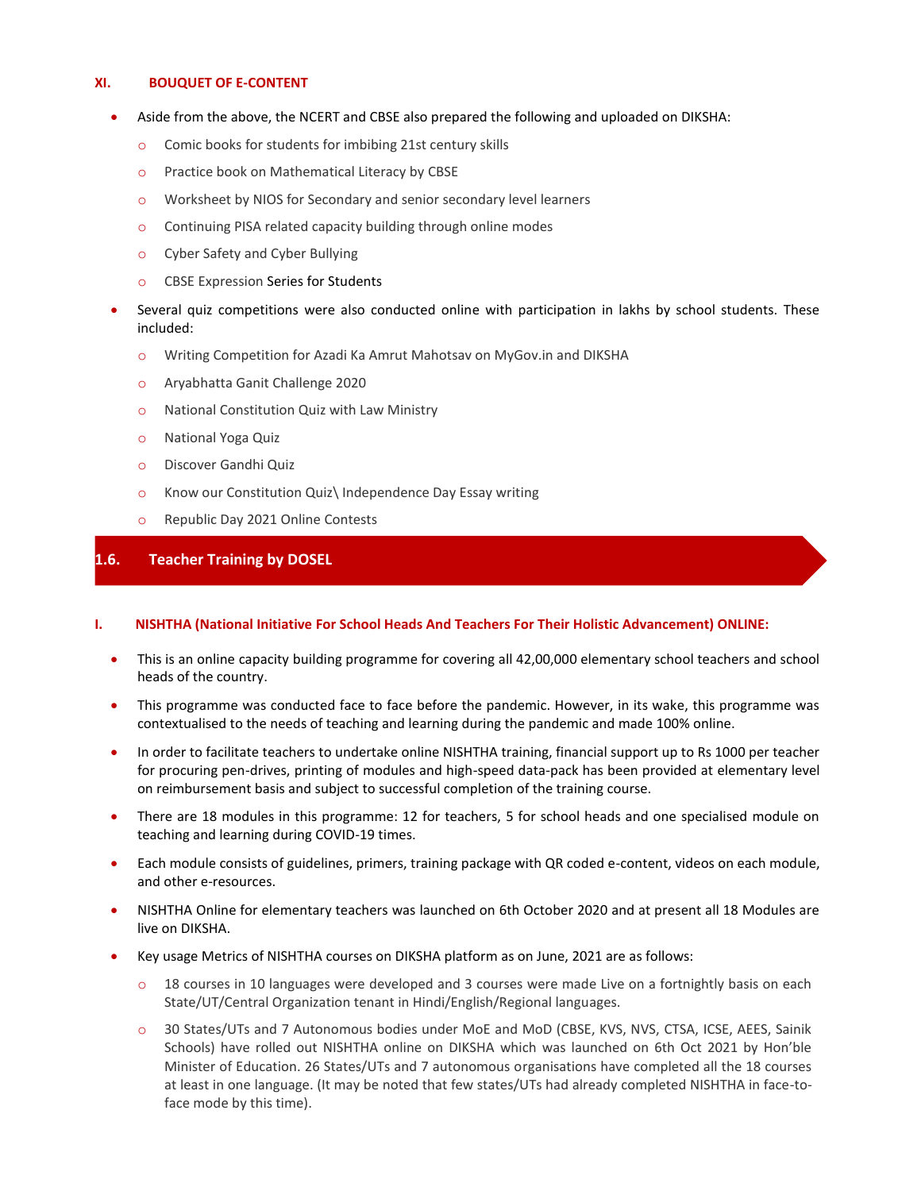### XI. BOUQUET OF E-CONTENT

- Aside from the above, the NCERT and CBSE also prepared the following and uploaded on DIKSHA:
  - Comic books for students for imbibing 21st century skills
  - Practice book on Mathematical Literacy by CBSE
  - Worksheet by NIOS for Secondary and senior secondary level learners
  - Continuing PISA related capacity building through online modes
  - Cyber Safety and Cyber Bullying
  - CBSE Expression Series for Students
- Several quiz competitions were also conducted online with participation in lakhs by school students. These included:
  - Writing Competition for Azadi Ka Amrut Mahotsav on MyGov.in and DIKSHA
  - Aryabhatta Ganit Challenge 2020
  - National Constitution Quiz with Law Ministry
  - National Yoga Quiz
  - Discover Gandhi Quiz
  - Know our Constitution Quiz\ Independence Day Essay writing
  - Republic Day 2021 Online Contests

## 1.6. Teacher Training by DOSEL

### I. NISHTHA (National Initiative For School Heads And Teachers For Their Holistic Advancement) ONLINE:

- This is an online capacity building programme for covering all 42,00,000 elementary school teachers and school heads of the country.
- This programme was conducted face to face before the pandemic. However, in its wake, this programme was contextualised to the needs of teaching and learning during the pandemic and made 100% online.
- In order to facilitate teachers to undertake online NISHTHA training, financial support up to Rs 1000 per teacher for procuring pen-drives, printing of modules and high-speed data-pack has been provided at elementary level on reimbursement basis and subject to successful completion of the training course.
- There are 18 modules in this programme: 12 for teachers, 5 for school heads and one specialised module on teaching and learning during COVID-19 times.
- Each module consists of guidelines, primers, training package with QR coded e-content, videos on each module, and other e-resources.
- NISHTHA Online for elementary teachers was launched on 6th October 2020 and at present all 18 Modules are live on DIKSHA.
- Key usage Metrics of NISHTHA courses on DIKSHA platform as on June, 2021 are as follows:
  - 18 courses in 10 languages were developed and 3 courses were made Live on a fortnightly basis on each State/UT/Central Organization tenant in Hindi/English/Regional languages.
  - 30 States/UTs and 7 Autonomous bodies under MoE and MoD (CBSE, KVS, NVS, CTSA, ICSE, AEES, Sainik Schools) have rolled out NISHTHA online on DIKSHA which was launched on 6th Oct 2021 by Hon'ble Minister of Education. 26 States/UTs and 7 autonomous organisations have completed all the 18 courses at least in one language. (It may be noted that few states/UTs had already completed NISHTHA in face-to-face mode by this time).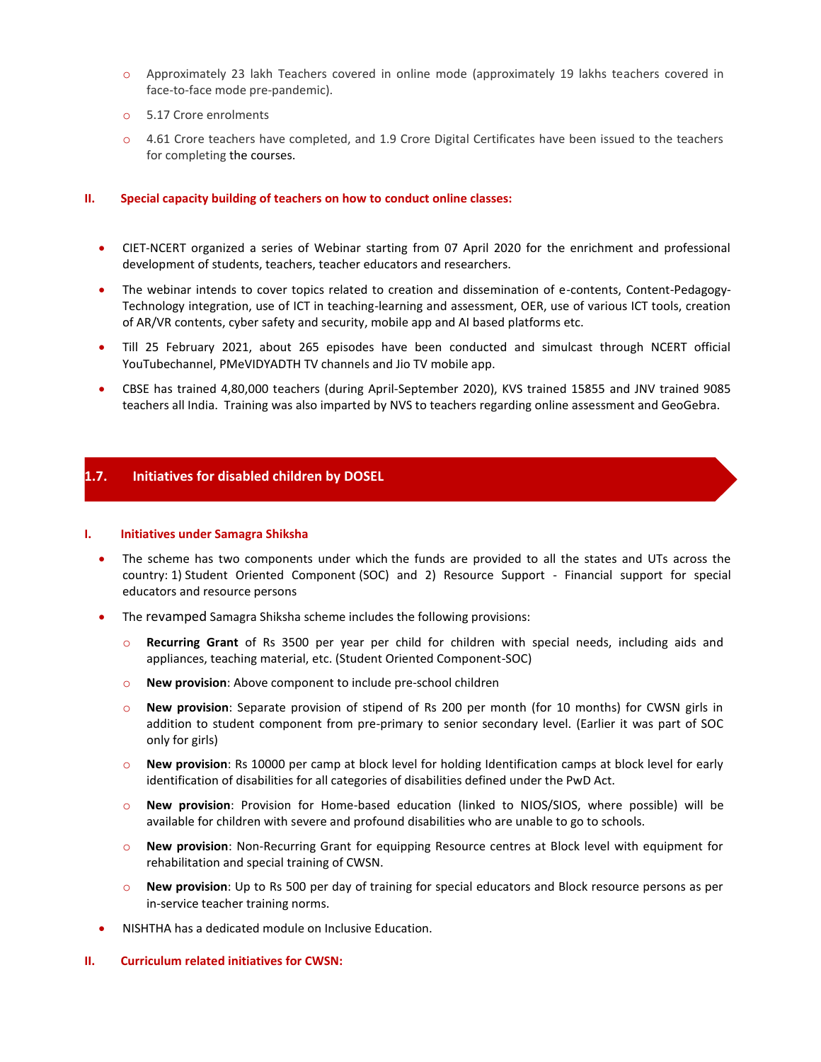- Approximately 23 lakh Teachers covered in online mode (approximately 19 lakhs teachers covered in face-to-face mode pre-pandemic).
- 5.17 Crore enrolments
- 4.61 Crore teachers have completed, and 1.9 Crore Digital Certificates have been issued to the teachers for completing the courses.

#### II. Special capacity building of teachers on how to conduct online classes:

- CIET-NCERT organized a series of Webinar starting from 07 April 2020 for the enrichment and professional development of students, teachers, teacher educators and researchers.
- The webinar intends to cover topics related to creation and dissemination of e-contents, Content-Pedagogy-Technology integration, use of ICT in teaching-learning and assessment, OER, use of various ICT tools, creation of AR/VR contents, cyber safety and security, mobile app and AI based platforms etc.
- Till 25 February 2021, about 265 episodes have been conducted and simulcast through NCERT official YouTubechannel, PMeVIDYADTH TV channels and Jio TV mobile app.
- CBSE has trained 4,80,000 teachers (during April-September 2020), KVS trained 15855 and JNV trained 9085 teachers all India. Training was also imparted by NVS to teachers regarding online assessment and GeoGebra.

## 1.7. Initiatives for disabled children by DOSEL

#### I. Initiatives under Samagra Shiksha

- The scheme has two components under which the funds are provided to all the states and UTs across the country: 1) Student Oriented Component (SOC) and 2) Resource Support - Financial support for special educators and resource persons
- The revamped Samagra Shiksha scheme includes the following provisions:
  - **Recurring Grant** of Rs 3500 per year per child for children with special needs, including aids and appliances, teaching material, etc. (Student Oriented Component-SOC)
  - **New provision**: Above component to include pre-school children
  - **New provision**: Separate provision of stipend of Rs 200 per month (for 10 months) for CWSN girls in addition to student component from pre-primary to senior secondary level. (Earlier it was part of SOC only for girls)
  - **New provision**: Rs 10000 per camp at block level for holding Identification camps at block level for early identification of disabilities for all categories of disabilities defined under the PwD Act.
  - **New provision**: Provision for Home-based education (linked to NIOS/SIOS, where possible) will be available for children with severe and profound disabilities who are unable to go to schools.
  - **New provision**: Non-Recurring Grant for equipping Resource centres at Block level with equipment for rehabilitation and special training of CWSN.
  - **New provision**: Up to Rs 500 per day of training for special educators and Block resource persons as per in-service teacher training norms.
- NISHTHA has a dedicated module on Inclusive Education.

#### II. Curriculum related initiatives for CWSN: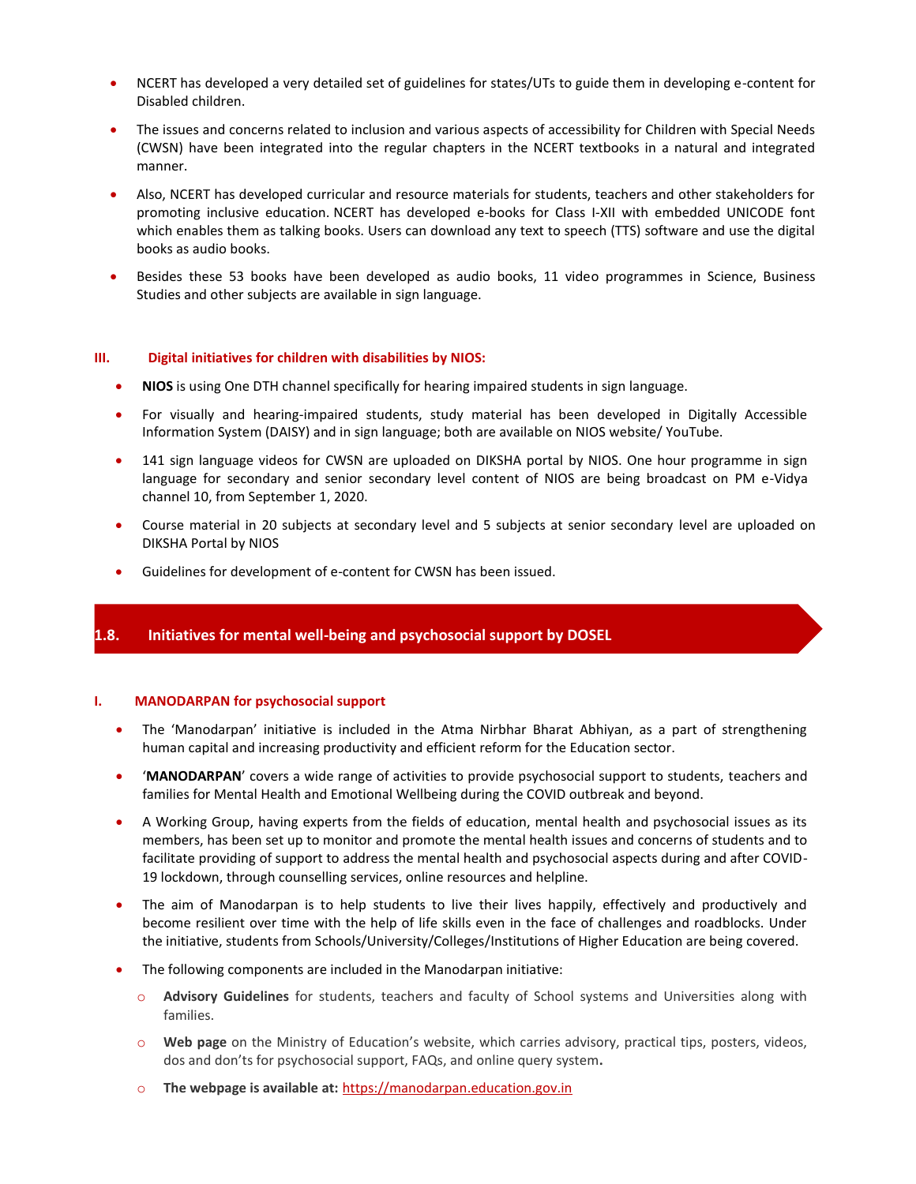- NCERT has developed a very detailed set of guidelines for states/UTs to guide them in developing e-content for Disabled children.
- The issues and concerns related to inclusion and various aspects of accessibility for Children with Special Needs (CWSN) have been integrated into the regular chapters in the NCERT textbooks in a natural and integrated manner.
- Also, NCERT has developed curricular and resource materials for students, teachers and other stakeholders for promoting inclusive education. NCERT has developed e-books for Class I-XII with embedded UNICODE font which enables them as talking books. Users can download any text to speech (TTS) software and use the digital books as audio books.
- Besides these 53 books have been developed as audio books, 11 video programmes in Science, Business Studies and other subjects are available in sign language.

### III. Digital initiatives for children with disabilities by NIOS:

- **NIOS** is using One DTH channel specifically for hearing impaired students in sign language.
- For visually and hearing-impaired students, study material has been developed in Digitally Accessible Information System (DAISY) and in sign language; both are available on NIOS website/ YouTube.
- 141 sign language videos for CWSN are uploaded on DIKSHA portal by NIOS. One hour programme in sign language for secondary and senior secondary level content of NIOS are being broadcast on PM e-Vidya channel 10, from September 1, 2020.
- Course material in 20 subjects at secondary level and 5 subjects at senior secondary level are uploaded on DIKSHA Portal by NIOS
- Guidelines for development of e-content for CWSN has been issued.

## 1.8. Initiatives for mental well-being and psychosocial support by DOSEL

### I. MANODARPAN for psychosocial support

- The 'Manodarpan' initiative is included in the Atma Nirbhar Bharat Abhiyan, as a part of strengthening human capital and increasing productivity and efficient reform for the Education sector.
- '**MANODARPAN**' covers a wide range of activities to provide psychosocial support to students, teachers and families for Mental Health and Emotional Wellbeing during the COVID outbreak and beyond.
- A Working Group, having experts from the fields of education, mental health and psychosocial issues as its members, has been set up to monitor and promote the mental health issues and concerns of students and to facilitate providing of support to address the mental health and psychosocial aspects during and after COVID-19 lockdown, through counselling services, online resources and helpline.
- The aim of Manodarpan is to help students to live their lives happily, effectively and productively and become resilient over time with the help of life skills even in the face of challenges and roadblocks. Under the initiative, students from Schools/University/Colleges/Institutions of Higher Education are being covered.
- The following components are included in the Manodarpan initiative:
  - **Advisory Guidelines** for students, teachers and faculty of School systems and Universities along with families.
  - **Web page** on the Ministry of Education's website, which carries advisory, practical tips, posters, videos, dos and don'ts for psychosocial support, FAQs, and online query system**.**
  - **The webpage is available at:** https://manodarpan.education.gov.in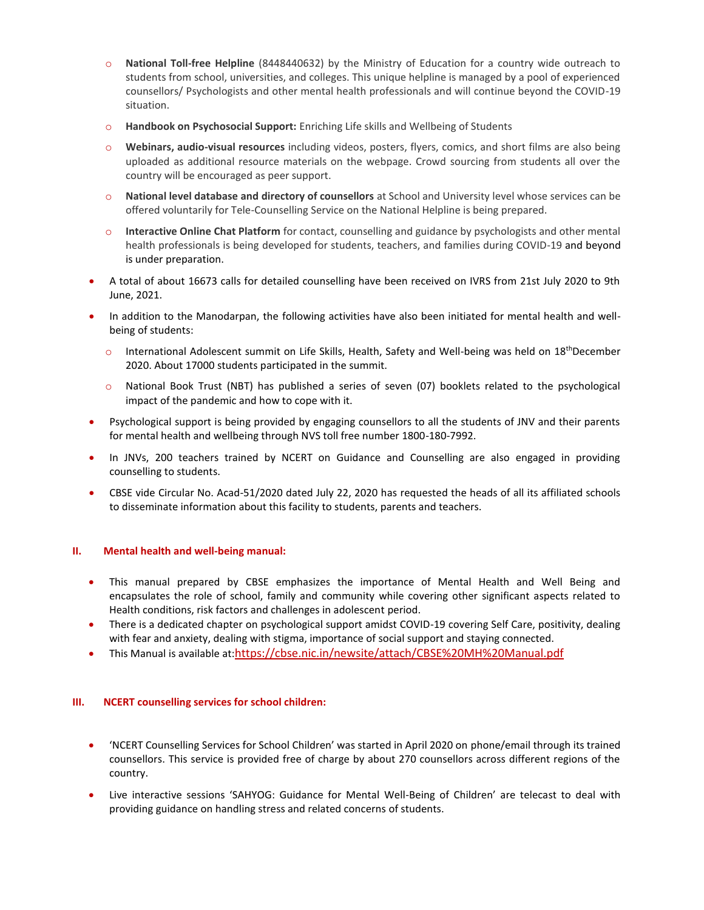- **National Toll-free Helpline** (8448440632) by the Ministry of Education for a country wide outreach to students from school, universities, and colleges. This unique helpline is managed by a pool of experienced counsellors/ Psychologists and other mental health professionals and will continue beyond the COVID-19 situation.
- **Handbook on Psychosocial Support:** Enriching Life skills and Wellbeing of Students
- **Webinars, audio-visual resources** including videos, posters, flyers, comics, and short films are also being uploaded as additional resource materials on the webpage. Crowd sourcing from students all over the country will be encouraged as peer support.
- **National level database and directory of counsellors** at School and University level whose services can be offered voluntarily for Tele-Counselling Service on the National Helpline is being prepared.
- **Interactive Online Chat Platform** for contact, counselling and guidance by psychologists and other mental health professionals is being developed for students, teachers, and families during COVID-19 and beyond is under preparation.

- A total of about 16673 calls for detailed counselling have been received on IVRS from 21st July 2020 to 9th June, 2021.
- In addition to the Manodarpan, the following activities have also been initiated for mental health and well-being of students:
  - International Adolescent summit on Life Skills, Health, Safety and Well-being was held on 18th December 2020. About 17000 students participated in the summit.
  - National Book Trust (NBT) has published a series of seven (07) booklets related to the psychological impact of the pandemic and how to cope with it.
- Psychological support is being provided by engaging counsellors to all the students of JNV and their parents for mental health and wellbeing through NVS toll free number 1800-180-7992.
- In JNVs, 200 teachers trained by NCERT on Guidance and Counselling are also engaged in providing counselling to students.
- CBSE vide Circular No. Acad-51/2020 dated July 22, 2020 has requested the heads of all its affiliated schools to disseminate information about this facility to students, parents and teachers.

## II. Mental health and well-being manual:

- This manual prepared by CBSE emphasizes the importance of Mental Health and Well Being and encapsulates the role of school, family and community while covering other significant aspects related to Health conditions, risk factors and challenges in adolescent period.
- There is a dedicated chapter on psychological support amidst COVID-19 covering Self Care, positivity, dealing with fear and anxiety, dealing with stigma, importance of social support and staying connected.
- This Manual is available at: https://cbse.nic.in/newsite/attach/CBSE%20MH%20Manual.pdf

## III. NCERT counselling services for school children:

- 'NCERT Counselling Services for School Children' was started in April 2020 on phone/email through its trained counsellors. This service is provided free of charge by about 270 counsellors across different regions of the country.
- Live interactive sessions 'SAHYOG: Guidance for Mental Well-Being of Children' are telecast to deal with providing guidance on handling stress and related concerns of students.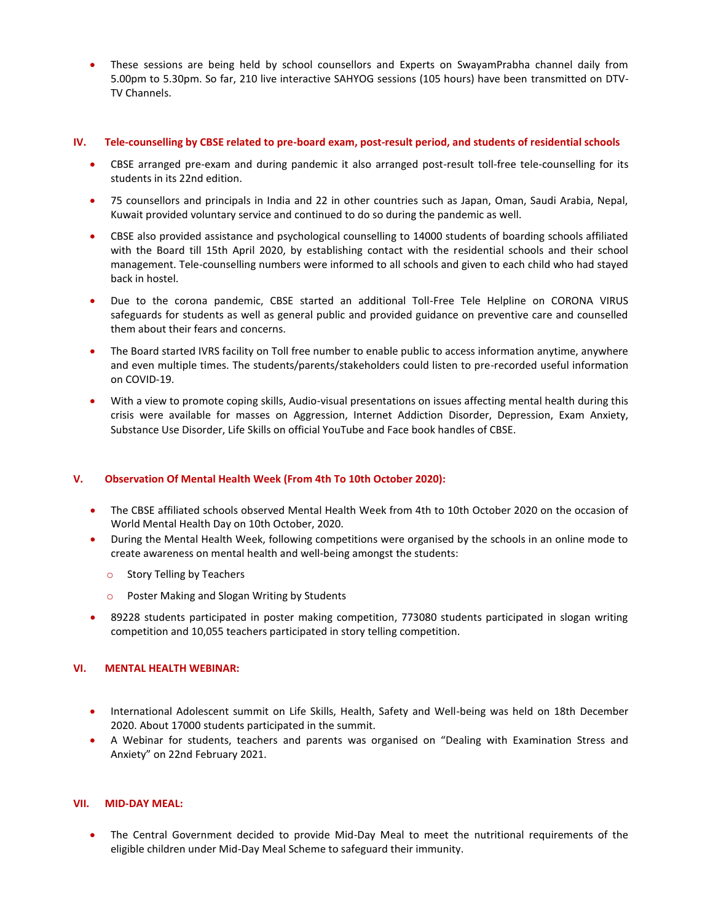- These sessions are being held by school counsellors and Experts on SwayamPrabha channel daily from 5.00pm to 5.30pm. So far, 210 live interactive SAHYOG sessions (105 hours) have been transmitted on DTV-TV Channels.

## IV. Tele-counselling by CBSE related to pre-board exam, post-result period, and students of residential schools

- CBSE arranged pre-exam and during pandemic it also arranged post-result toll-free tele-counselling for its students in its 22nd edition.
- 75 counsellors and principals in India and 22 in other countries such as Japan, Oman, Saudi Arabia, Nepal, Kuwait provided voluntary service and continued to do so during the pandemic as well.
- CBSE also provided assistance and psychological counselling to 14000 students of boarding schools affiliated with the Board till 15th April 2020, by establishing contact with the residential schools and their school management. Tele-counselling numbers were informed to all schools and given to each child who had stayed back in hostel.
- Due to the corona pandemic, CBSE started an additional Toll-Free Tele Helpline on CORONA VIRUS safeguards for students as well as general public and provided guidance on preventive care and counselled them about their fears and concerns.
- The Board started IVRS facility on Toll free number to enable public to access information anytime, anywhere and even multiple times. The students/parents/stakeholders could listen to pre-recorded useful information on COVID-19.
- With a view to promote coping skills, Audio-visual presentations on issues affecting mental health during this crisis were available for masses on Aggression, Internet Addiction Disorder, Depression, Exam Anxiety, Substance Use Disorder, Life Skills on official YouTube and Face book handles of CBSE.

## V. Observation Of Mental Health Week (From 4th To 10th October 2020):

- The CBSE affiliated schools observed Mental Health Week from 4th to 10th October 2020 on the occasion of World Mental Health Day on 10th October, 2020.
- During the Mental Health Week, following competitions were organised by the schools in an online mode to create awareness on mental health and well-being amongst the students:
  - Story Telling by Teachers
  - Poster Making and Slogan Writing by Students
- 89228 students participated in poster making competition, 773080 students participated in slogan writing competition and 10,055 teachers participated in story telling competition.

## VI. MENTAL HEALTH WEBINAR:

- International Adolescent summit on Life Skills, Health, Safety and Well-being was held on 18th December 2020. About 17000 students participated in the summit.
- A Webinar for students, teachers and parents was organised on "Dealing with Examination Stress and Anxiety" on 22nd February 2021.

## VII. MID-DAY MEAL:

- The Central Government decided to provide Mid-Day Meal to meet the nutritional requirements of the eligible children under Mid-Day Meal Scheme to safeguard their immunity.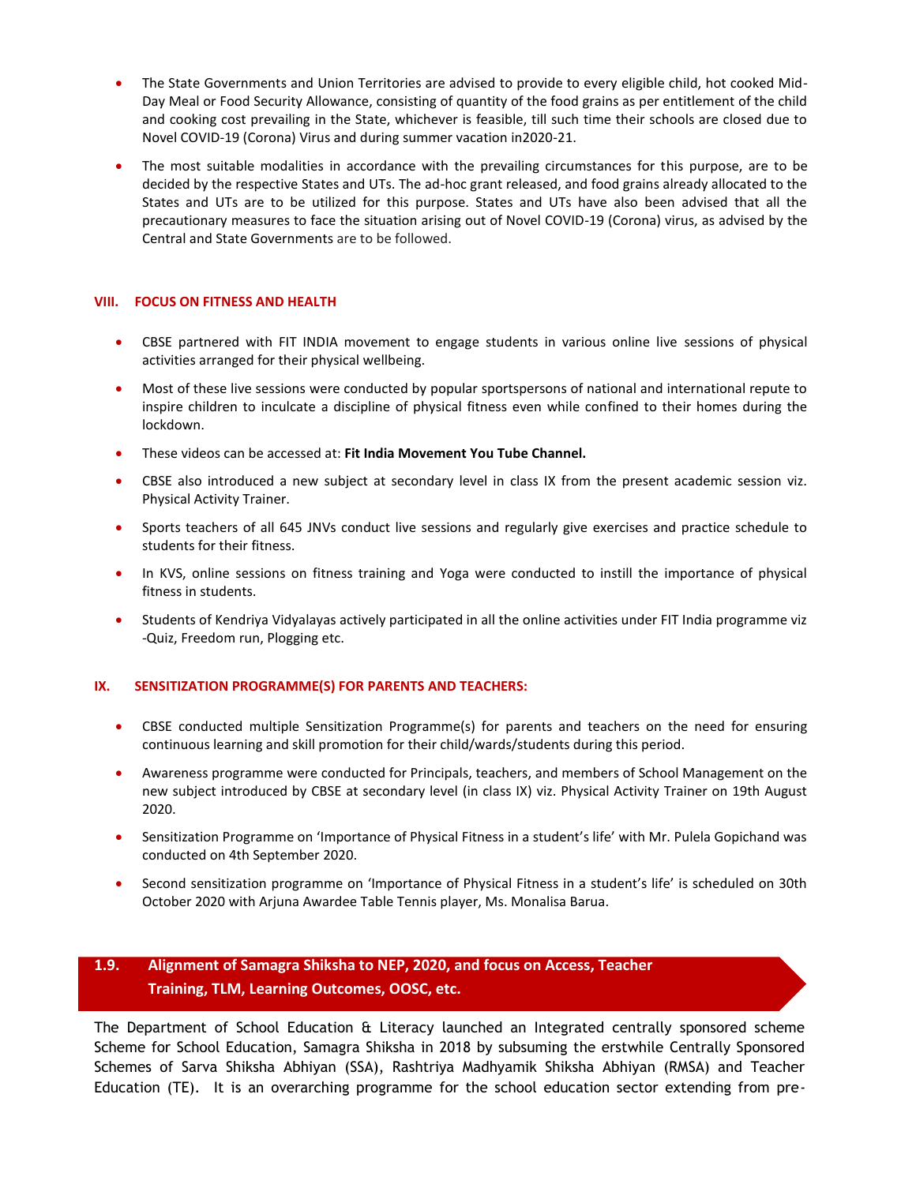- The State Governments and Union Territories are advised to provide to every eligible child, hot cooked Mid-Day Meal or Food Security Allowance, consisting of quantity of the food grains as per entitlement of the child and cooking cost prevailing in the State, whichever is feasible, till such time their schools are closed due to Novel COVID-19 (Corona) Virus and during summer vacation in2020-21.
- The most suitable modalities in accordance with the prevailing circumstances for this purpose, are to be decided by the respective States and UTs. The ad-hoc grant released, and food grains already allocated to the States and UTs are to be utilized for this purpose. States and UTs have also been advised that all the precautionary measures to face the situation arising out of Novel COVID-19 (Corona) virus, as advised by the Central and State Governments are to be followed.

#### VIII. FOCUS ON FITNESS AND HEALTH

- CBSE partnered with FIT INDIA movement to engage students in various online live sessions of physical activities arranged for their physical wellbeing.
- Most of these live sessions were conducted by popular sportspersons of national and international repute to inspire children to inculcate a discipline of physical fitness even while confined to their homes during the lockdown.
- These videos can be accessed at: **Fit India Movement You Tube Channel.**
- CBSE also introduced a new subject at secondary level in class IX from the present academic session viz. Physical Activity Trainer.
- Sports teachers of all 645 JNVs conduct live sessions and regularly give exercises and practice schedule to students for their fitness.
- In KVS, online sessions on fitness training and Yoga were conducted to instill the importance of physical fitness in students.
- Students of Kendriya Vidyalayas actively participated in all the online activities under FIT India programme viz -Quiz, Freedom run, Plogging etc.

#### IX. SENSITIZATION PROGRAMME(S) FOR PARENTS AND TEACHERS:

- CBSE conducted multiple Sensitization Programme(s) for parents and teachers on the need for ensuring continuous learning and skill promotion for their child/wards/students during this period.
- Awareness programme were conducted for Principals, teachers, and members of School Management on the new subject introduced by CBSE at secondary level (in class IX) viz. Physical Activity Trainer on 19th August 2020.
- Sensitization Programme on 'Importance of Physical Fitness in a student's life' with Mr. Pulela Gopichand was conducted on 4th September 2020.
- Second sensitization programme on 'Importance of Physical Fitness in a student's life' is scheduled on 30th October 2020 with Arjuna Awardee Table Tennis player, Ms. Monalisa Barua.

## 1.9. Alignment of Samagra Shiksha to NEP, 2020, and focus on Access, Teacher Training, TLM, Learning Outcomes, OOSC, etc.

The Department of School Education & Literacy launched an Integrated centrally sponsored scheme Scheme for School Education, Samagra Shiksha in 2018 by subsuming the erstwhile Centrally Sponsored Schemes of Sarva Shiksha Abhiyan (SSA), Rashtriya Madhyamik Shiksha Abhiyan (RMSA) and Teacher Education (TE). It is an overarching programme for the school education sector extending from pre-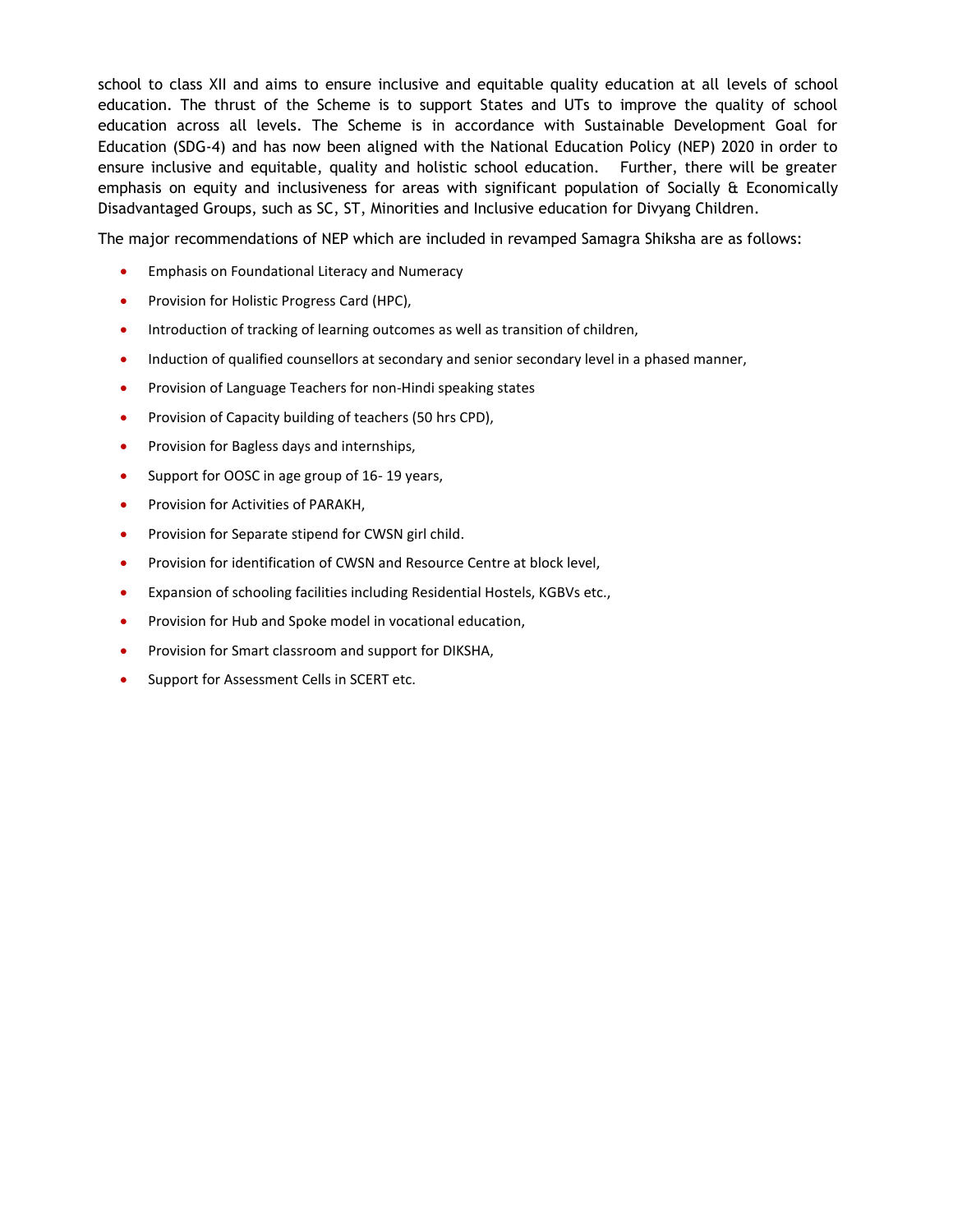school to class XII and aims to ensure inclusive and equitable quality education at all levels of school education. The thrust of the Scheme is to support States and UTs to improve the quality of school education across all levels. The Scheme is in accordance with Sustainable Development Goal for Education (SDG-4) and has now been aligned with the National Education Policy (NEP) 2020 in order to ensure inclusive and equitable, quality and holistic school education. Further, there will be greater emphasis on equity and inclusiveness for areas with significant population of Socially & Economically Disadvantaged Groups, such as SC, ST, Minorities and Inclusive education for Divyang Children.

The major recommendations of NEP which are included in revamped Samagra Shiksha are as follows:

- Emphasis on Foundational Literacy and Numeracy
- Provision for Holistic Progress Card (HPC),
- Introduction of tracking of learning outcomes as well as transition of children,
- Induction of qualified counsellors at secondary and senior secondary level in a phased manner,
- Provision of Language Teachers for non-Hindi speaking states
- Provision of Capacity building of teachers (50 hrs CPD),
- Provision for Bagless days and internships,
- Support for OOSC in age group of 16- 19 years,
- Provision for Activities of PARAKH,
- Provision for Separate stipend for CWSN girl child.
- Provision for identification of CWSN and Resource Centre at block level,
- Expansion of schooling facilities including Residential Hostels, KGBVs etc.,
- Provision for Hub and Spoke model in vocational education,
- Provision for Smart classroom and support for DIKSHA,
- Support for Assessment Cells in SCERT etc.